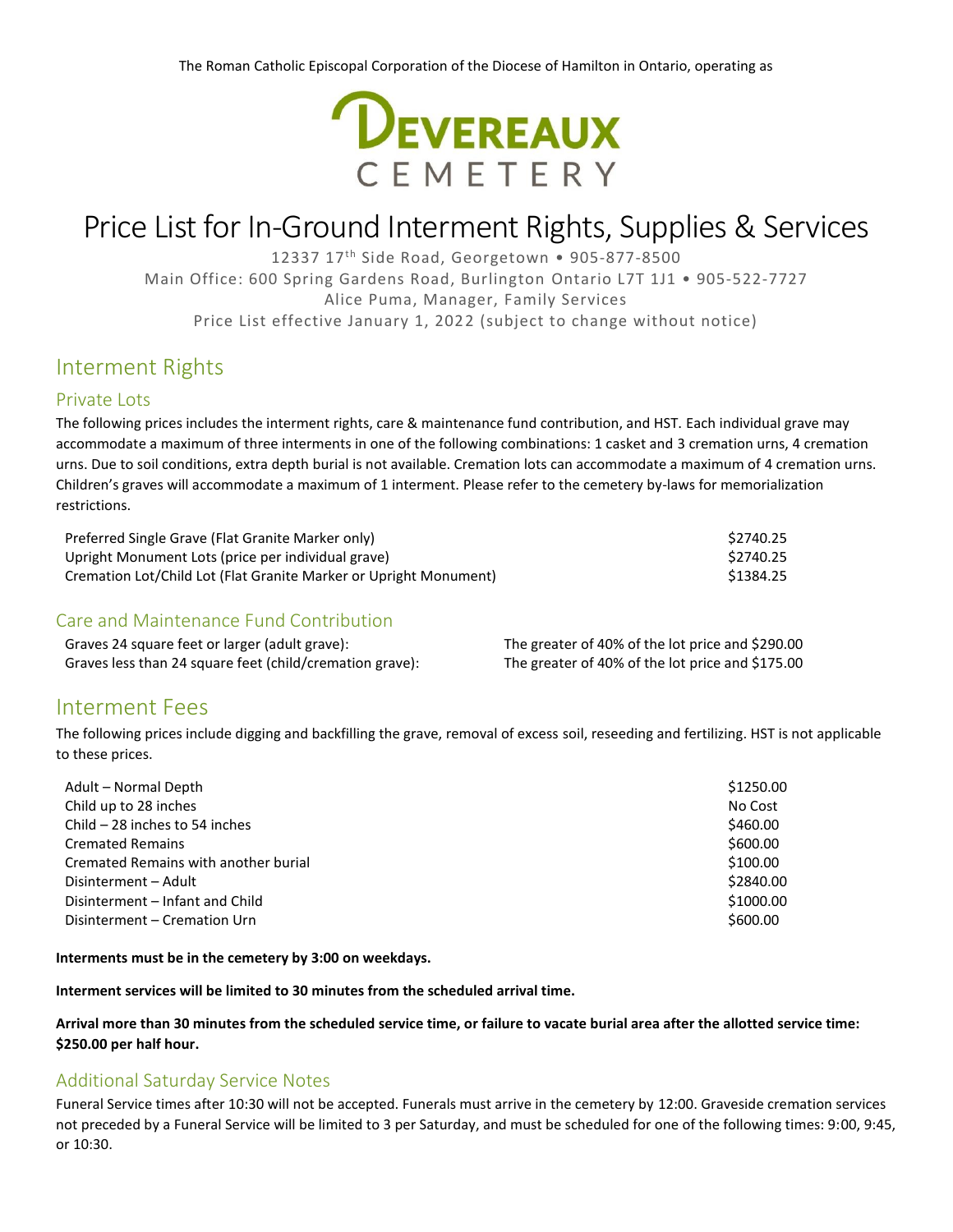The Roman Catholic Episcopal Corporation of the Diocese of Hamilton in Ontario, operating as

DEVEREAUX CEMETERY

# Price List for In-Ground Interment Rights, Supplies & Services

12337 17th Side Road, Georgetown • 905-877-8500
Main Office: 600 Spring Gardens Road, Burlington Ontario L7T 1J1 • 905-522-7727
Alice Puma, Manager, Family Services
Price List effective January 1, 2022 (subject to change without notice)

## Interment Rights

### Private Lots

The following prices includes the interment rights, care & maintenance fund contribution, and HST. Each individual grave may accommodate a maximum of three interments in one of the following combinations: 1 casket and 3 cremation urns, 4 cremation urns. Due to soil conditions, extra depth burial is not available. Cremation lots can accommodate a maximum of 4 cremation urns. Children's graves will accommodate a maximum of 1 interment. Please refer to the cemetery by-laws for memorialization restrictions.

| | |
|---|---|
| Preferred Single Grave (Flat Granite Marker only) | $2740.25 |
| Upright Monument Lots (price per individual grave) | $2740.25 |
| Cremation Lot/Child Lot (Flat Granite Marker or Upright Monument) | $1384.25 |

### Care and Maintenance Fund Contribution

| | |
|---|---|
| Graves 24 square feet or larger (adult grave): | The greater of 40% of the lot price and $290.00 |
| Graves less than 24 square feet (child/cremation grave): | The greater of 40% of the lot price and $175.00 |

## Interment Fees

The following prices include digging and backfilling the grave, removal of excess soil, reseeding and fertilizing. HST is not applicable to these prices.

| | |
|---|---|
| Adult – Normal Depth | $1250.00 |
| Child up to 28 inches | No Cost |
| Child – 28 inches to 54 inches | $460.00 |
| Cremated Remains | $600.00 |
| Cremated Remains with another burial | $100.00 |
| Disinterment – Adult | $2840.00 |
| Disinterment – Infant and Child | $1000.00 |
| Disinterment – Cremation Urn | $600.00 |

**Interments must be in the cemetery by 3:00 on weekdays.**

**Interment services will be limited to 30 minutes from the scheduled arrival time.**

**Arrival more than 30 minutes from the scheduled service time, or failure to vacate burial area after the allotted service time: $250.00 per half hour.**

### Additional Saturday Service Notes

Funeral Service times after 10:30 will not be accepted. Funerals must arrive in the cemetery by 12:00. Graveside cremation services not preceded by a Funeral Service will be limited to 3 per Saturday, and must be scheduled for one of the following times: 9:00, 9:45, or 10:30.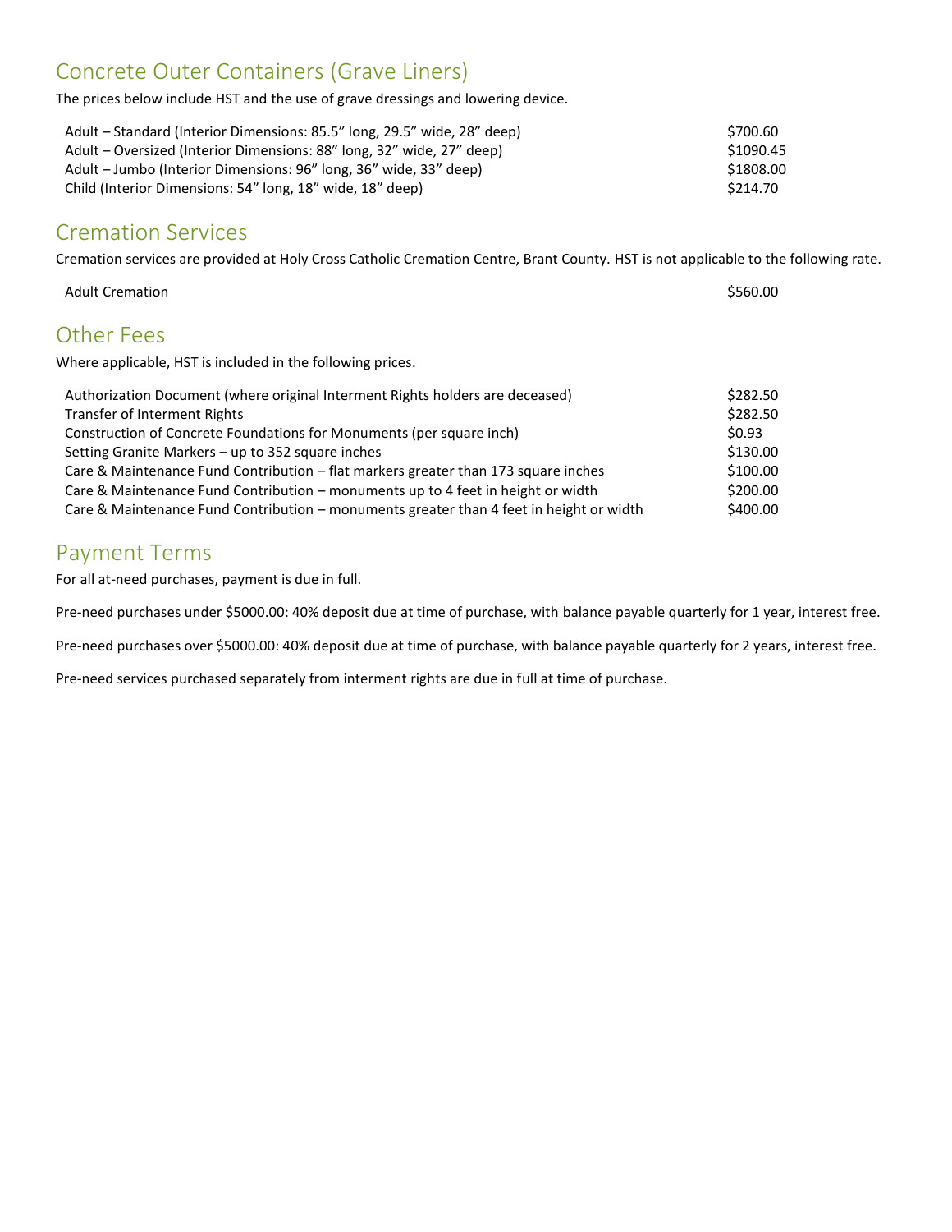## Concrete Outer Containers (Grave Liners)

The prices below include HST and the use of grave dressings and lowering device.

| | |
|---|---|
| Adult – Standard (Interior Dimensions: 85.5” long, 29.5” wide, 28” deep) | $700.60 |
| Adult – Oversized (Interior Dimensions: 88” long, 32” wide, 27” deep) | $1090.45 |
| Adult – Jumbo (Interior Dimensions: 96” long, 36” wide, 33” deep) | $1808.00 |
| Child (Interior Dimensions: 54” long, 18” wide, 18” deep) | $214.70 |

## Cremation Services

Cremation services are provided at Holy Cross Catholic Cremation Centre, Brant County. HST is not applicable to the following rate.

| | |
|---|---|
| Adult Cremation | $560.00 |

## Other Fees

Where applicable, HST is included in the following prices.

| | |
|---|---|
| Authorization Document (where original Interment Rights holders are deceased) | $282.50 |
| Transfer of Interment Rights | $282.50 |
| Construction of Concrete Foundations for Monuments (per square inch) | $0.93 |
| Setting Granite Markers – up to 352 square inches | $130.00 |
| Care & Maintenance Fund Contribution – flat markers greater than 173 square inches | $100.00 |
| Care & Maintenance Fund Contribution – monuments up to 4 feet in height or width | $200.00 |
| Care & Maintenance Fund Contribution – monuments greater than 4 feet in height or width | $400.00 |

## Payment Terms

For all at-need purchases, payment is due in full.

Pre-need purchases under $5000.00: 40% deposit due at time of purchase, with balance payable quarterly for 1 year, interest free.

Pre-need purchases over $5000.00: 40% deposit due at time of purchase, with balance payable quarterly for 2 years, interest free.

Pre-need services purchased separately from interment rights are due in full at time of purchase.